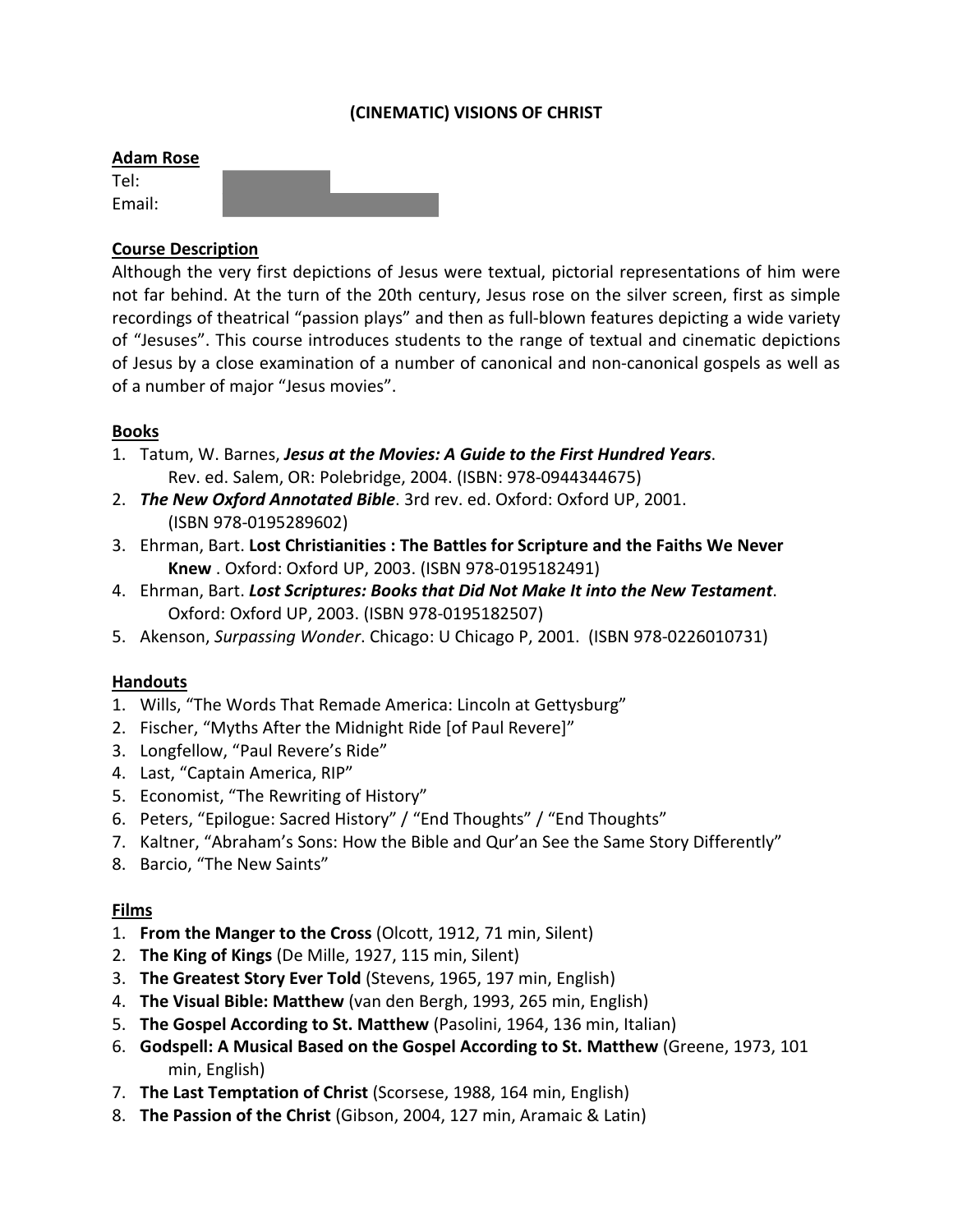# (CINEMATIC) VISIONS OF CHRIST

**Adam Rose**

Tel:

Email:

## Course Description

Although the very first depictions of Jesus were textual, pictorial representations of him were not far behind. At the turn of the 20th century, Jesus rose on the silver screen, first as simple recordings of theatrical "passion plays" and then as full-blown features depicting a wide variety of "Jesuses". This course introduces students to the range of textual and cinematic depictions of Jesus by a close examination of a number of canonical and non-canonical gospels as well as of a number of major "Jesus movies".

## Books

1. Tatum, W. Barnes, ***Jesus at the Movies: A Guide to the First Hundred Years***. Rev. ed. Salem, OR: Polebridge, 2004. (ISBN: 978-0944344675)
2. ***The New Oxford Annotated Bible***. 3rd rev. ed. Oxford: Oxford UP, 2001. (ISBN 978-0195289602)
3. Ehrman, Bart. **Lost Christianities : The Battles for Scripture and the Faiths We Never Knew** . Oxford: Oxford UP, 2003. (ISBN 978-0195182491)
4. Ehrman, Bart. ***Lost Scriptures: Books that Did Not Make It into the New Testament***. Oxford: Oxford UP, 2003. (ISBN 978-0195182507)
5. Akenson, *Surpassing Wonder*. Chicago: U Chicago P, 2001. (ISBN 978-0226010731)

## Handouts

1. Wills, "The Words That Remade America: Lincoln at Gettysburg"
2. Fischer, "Myths After the Midnight Ride [of Paul Revere]"
3. Longfellow, "Paul Revere's Ride"
4. Last, "Captain America, RIP"
5. Economist, "The Rewriting of History"
6. Peters, "Epilogue: Sacred History" / "End Thoughts" / "End Thoughts"
7. Kaltner, "Abraham's Sons: How the Bible and Qur'an See the Same Story Differently"
8. Barcio, "The New Saints"

## Films

1. **From the Manger to the Cross** (Olcott, 1912, 71 min, Silent)
2. **The King of Kings** (De Mille, 1927, 115 min, Silent)
3. **The Greatest Story Ever Told** (Stevens, 1965, 197 min, English)
4. **The Visual Bible: Matthew** (van den Bergh, 1993, 265 min, English)
5. **The Gospel According to St. Matthew** (Pasolini, 1964, 136 min, Italian)
6. **Godspell: A Musical Based on the Gospel According to St. Matthew** (Greene, 1973, 101 min, English)
7. **The Last Temptation of Christ** (Scorsese, 1988, 164 min, English)
8. **The Passion of the Christ** (Gibson, 2004, 127 min, Aramaic & Latin)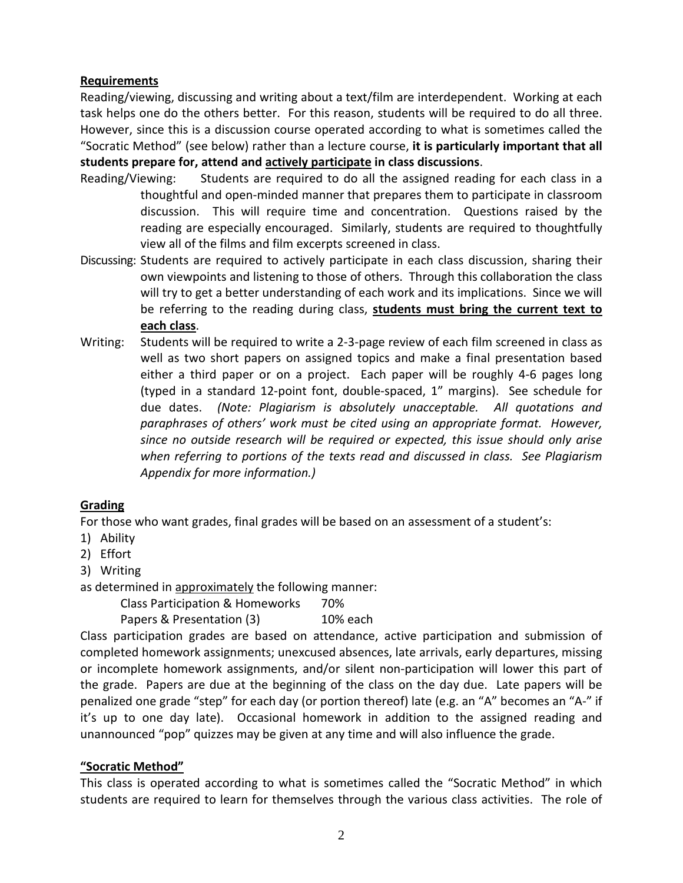## <u>Requirements</u>

Reading/viewing, discussing and writing about a text/film are interdependent. Working at each task helps one do the others better. For this reason, students will be required to do all three. However, since this is a discussion course operated according to what is sometimes called the "Socratic Method" (see below) rather than a lecture course, **it is particularly important that all students prepare for, attend and <u>actively participate</u> in class discussions**.

Reading/Viewing: Students are required to do all the assigned reading for each class in a thoughtful and open-minded manner that prepares them to participate in classroom discussion. This will require time and concentration. Questions raised by the reading are especially encouraged. Similarly, students are required to thoughtfully view all of the films and film excerpts screened in class.

Discussing: Students are required to actively participate in each class discussion, sharing their own viewpoints and listening to those of others. Through this collaboration the class will try to get a better understanding of each work and its implications. Since we will be referring to the reading during class, **<u>students must bring the current text to each class</u>**.

Writing: Students will be required to write a 2-3-page review of each film screened in class as well as two short papers on assigned topics and make a final presentation based either a third paper or on a project. Each paper will be roughly 4-6 pages long (typed in a standard 12-point font, double-spaced, 1" margins). See schedule for due dates. *(Note: Plagiarism is absolutely unacceptable. All quotations and paraphrases of others' work must be cited using an appropriate format. However, since no outside research will be required or expected, this issue should only arise when referring to portions of the texts read and discussed in class. See Plagiarism Appendix for more information.)*

## <u>Grading</u>

For those who want grades, final grades will be based on an assessment of a student's:

1) Ability
2) Effort
3) Writing

as determined in <u>approximately</u> the following manner:

| | |
|---|---|
| Class Participation & Homeworks | 70% |
| Papers & Presentation (3) | 10% each |

Class participation grades are based on attendance, active participation and submission of completed homework assignments; unexcused absences, late arrivals, early departures, missing or incomplete homework assignments, and/or silent non-participation will lower this part of the grade. Papers are due at the beginning of the class on the day due. Late papers will be penalized one grade "step" for each day (or portion thereof) late (e.g. an "A" becomes an "A-" if it's up to one day late). Occasional homework in addition to the assigned reading and unannounced "pop" quizzes may be given at any time and will also influence the grade.

## <u>"Socratic Method"</u>

This class is operated according to what is sometimes called the "Socratic Method" in which students are required to learn for themselves through the various class activities. The role of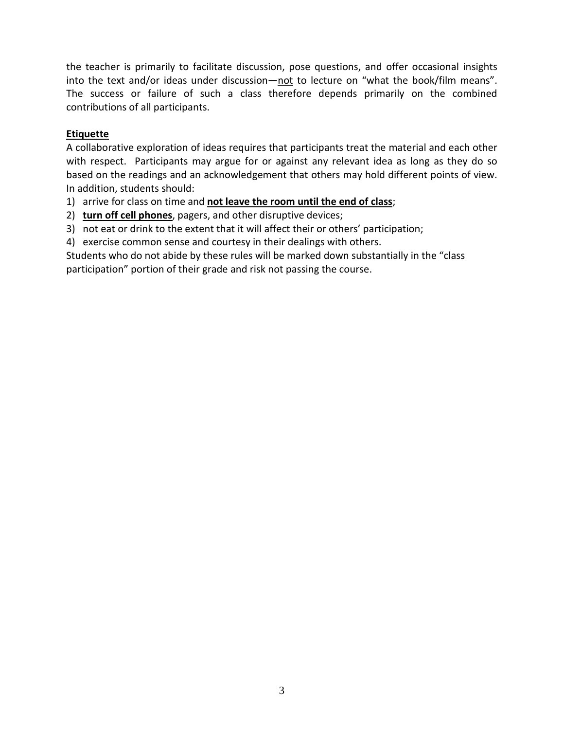the teacher is primarily to facilitate discussion, pose questions, and offer occasional insights into the text and/or ideas under discussion—<u>not</u> to lecture on "what the book/film means". The success or failure of such a class therefore depends primarily on the combined contributions of all participants.

**<u>Etiquette</u>**

A collaborative exploration of ideas requires that participants treat the material and each other with respect. Participants may argue for or against any relevant idea as long as they do so based on the readings and an acknowledgement that others may hold different points of view. In addition, students should:

1) arrive for class on time and **<u>not leave the room until the end of class</u>**;
2) **<u>turn off cell phones</u>**, pagers, and other disruptive devices;
3) not eat or drink to the extent that it will affect their or others' participation;
4) exercise common sense and courtesy in their dealings with others.

Students who do not abide by these rules will be marked down substantially in the "class participation" portion of their grade and risk not passing the course.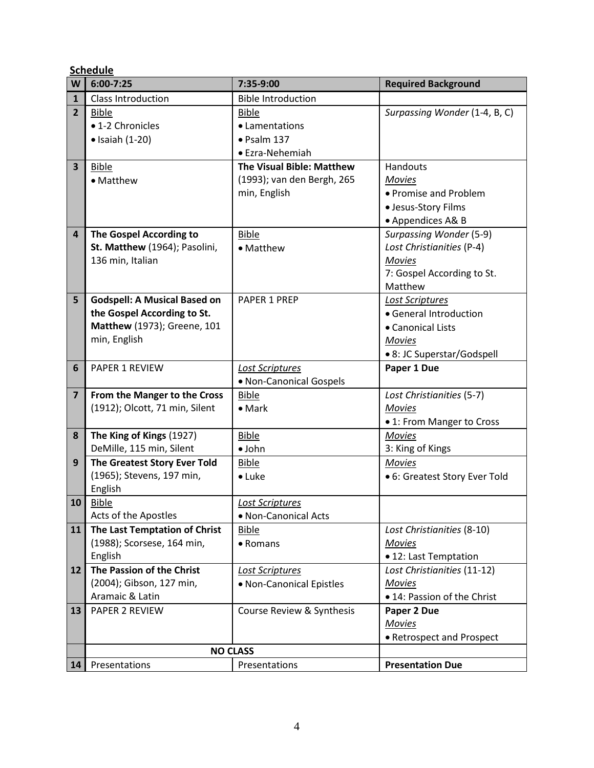**Schedule**

| W | 6:00-7:25 | 7:35-9:00 | Required Background |
|---|---|---|---|
| 1 | Class Introduction | Bible Introduction | |
| 2 | Bible<br>• 1-2 Chronicles<br>• Isaiah (1-20) | Bible<br>• Lamentations<br>• Psalm 137<br>• Ezra-Nehemiah | *Surpassing Wonder* (1-4, B, C) |
| 3 | Bible<br>• Matthew | **The Visual Bible: Matthew** (1993); van den Bergh, 265 min, English | Handouts<br>*Movies*<br>• Promise and Problem<br>• Jesus-Story Films<br>• Appendices A& B |
| 4 | **The Gospel According to St. Matthew** (1964); Pasolini, 136 min, Italian | Bible<br>• Matthew | *Surpassing Wonder* (5-9)<br>*Lost Christianities* (P-4)<br>*Movies*<br>7: Gospel According to St. Matthew |
| 5 | **Godspell: A Musical Based on the Gospel According to St. Matthew** (1973); Greene, 101 min, English | PAPER 1 PREP | *Lost Scriptures*<br>• General Introduction<br>• Canonical Lists<br>*Movies*<br>• 8: JC Superstar/Godspell |
| 6 | PAPER 1 REVIEW | *Lost Scriptures*<br>• Non-Canonical Gospels | **Paper 1 Due** |
| 7 | **From the Manger to the Cross** (1912); Olcott, 71 min, Silent | Bible<br>• Mark | *Lost Christianities* (5-7)<br>*Movies*<br>• 1: From Manger to Cross |
| 8 | **The King of Kings** (1927) DeMille, 115 min, Silent | Bible<br>• John | *Movies*<br>3: King of Kings |
| 9 | **The Greatest Story Ever Told** (1965); Stevens, 197 min, English | Bible<br>• Luke | *Movies*<br>• 6: Greatest Story Ever Told |
| 10 | Bible<br>Acts of the Apostles | *Lost Scriptures*<br>• Non-Canonical Acts | |
| 11 | **The Last Temptation of Christ** (1988); Scorsese, 164 min, English | Bible<br>• Romans | *Lost Christianities* (8-10)<br>*Movies*<br>• 12: Last Temptation |
| 12 | **The Passion of the Christ** (2004); Gibson, 127 min, Aramaic & Latin | *Lost Scriptures*<br>• Non-Canonical Epistles | *Lost Christianities* (11-12)<br>*Movies*<br>• 14: Passion of the Christ |
| 13 | PAPER 2 REVIEW | Course Review & Synthesis | **Paper 2 Due**<br>*Movies*<br>• Retrospect and Prospect |
| | **NO CLASS** | | |
| 14 | Presentations | Presentations | **Presentation Due** |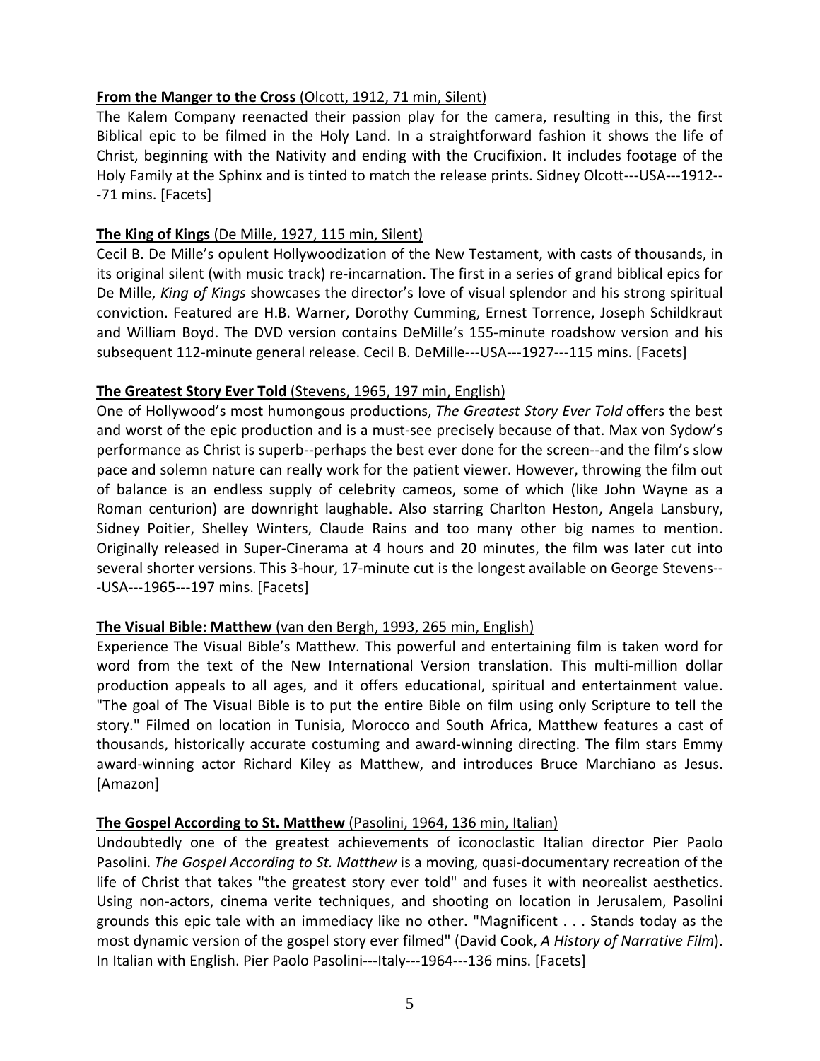**From the Manger to the Cross** (Olcott, 1912, 71 min, Silent)

The Kalem Company reenacted their passion play for the camera, resulting in this, the first Biblical epic to be filmed in the Holy Land. In a straightforward fashion it shows the life of Christ, beginning with the Nativity and ending with the Crucifixion. It includes footage of the Holy Family at the Sphinx and is tinted to match the release prints. Sidney Olcott---USA---1912---71 mins. [Facets]

**The King of Kings** (De Mille, 1927, 115 min, Silent)

Cecil B. De Mille's opulent Hollywoodization of the New Testament, with casts of thousands, in its original silent (with music track) re-incarnation. The first in a series of grand biblical epics for De Mille, *King of Kings* showcases the director's love of visual splendor and his strong spiritual conviction. Featured are H.B. Warner, Dorothy Cumming, Ernest Torrence, Joseph Schildkraut and William Boyd. The DVD version contains DeMille's 155-minute roadshow version and his subsequent 112-minute general release. Cecil B. DeMille---USA---1927---115 mins. [Facets]

**The Greatest Story Ever Told** (Stevens, 1965, 197 min, English)

One of Hollywood's most humongous productions, *The Greatest Story Ever Told* offers the best and worst of the epic production and is a must-see precisely because of that. Max von Sydow's performance as Christ is superb--perhaps the best ever done for the screen--and the film's slow pace and solemn nature can really work for the patient viewer. However, throwing the film out of balance is an endless supply of celebrity cameos, some of which (like John Wayne as a Roman centurion) are downright laughable. Also starring Charlton Heston, Angela Lansbury, Sidney Poitier, Shelley Winters, Claude Rains and too many other big names to mention. Originally released in Super-Cinerama at 4 hours and 20 minutes, the film was later cut into several shorter versions. This 3-hour, 17-minute cut is the longest available on George Stevens---USA---1965---197 mins. [Facets]

**The Visual Bible: Matthew** (van den Bergh, 1993, 265 min, English)

Experience The Visual Bible's Matthew. This powerful and entertaining film is taken word for word from the text of the New International Version translation. This multi-million dollar production appeals to all ages, and it offers educational, spiritual and entertainment value. "The goal of The Visual Bible is to put the entire Bible on film using only Scripture to tell the story." Filmed on location in Tunisia, Morocco and South Africa, Matthew features a cast of thousands, historically accurate costuming and award-winning directing. The film stars Emmy award-winning actor Richard Kiley as Matthew, and introduces Bruce Marchiano as Jesus. [Amazon]

**The Gospel According to St. Matthew** (Pasolini, 1964, 136 min, Italian)

Undoubtedly one of the greatest achievements of iconoclastic Italian director Pier Paolo Pasolini. *The Gospel According to St. Matthew* is a moving, quasi-documentary recreation of the life of Christ that takes "the greatest story ever told" and fuses it with neorealist aesthetics. Using non-actors, cinema verite techniques, and shooting on location in Jerusalem, Pasolini grounds this epic tale with an immediacy like no other. "Magnificent . . . Stands today as the most dynamic version of the gospel story ever filmed" (David Cook, *A History of Narrative Film*). In Italian with English. Pier Paolo Pasolini---Italy---1964---136 mins. [Facets]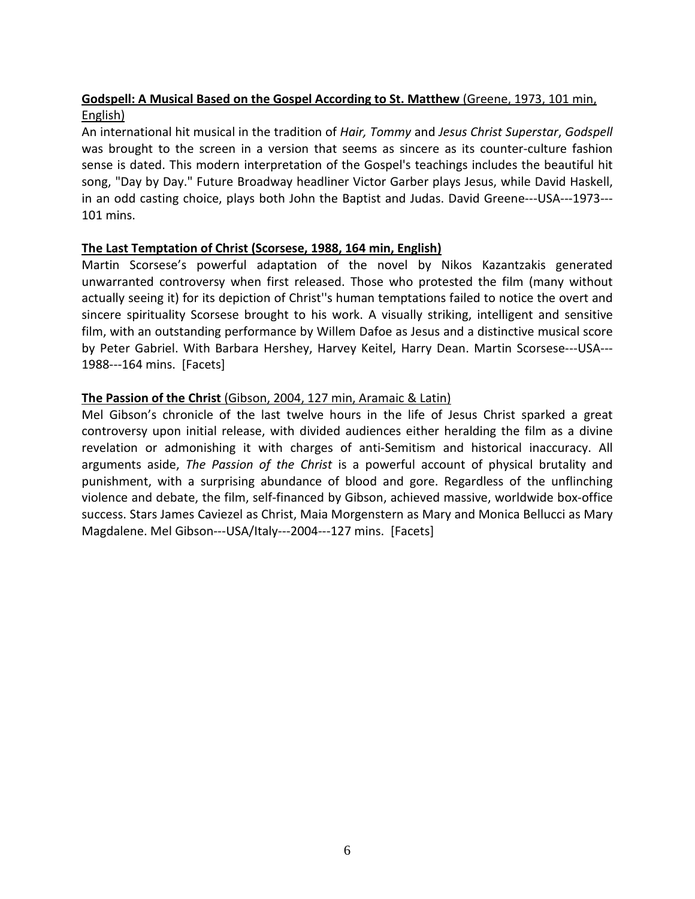**Godspell: A Musical Based on the Gospel According to St. Matthew** (Greene, 1973, 101 min, English)

An international hit musical in the tradition of *Hair, Tommy* and *Jesus Christ Superstar*, *Godspell* was brought to the screen in a version that seems as sincere as its counter-culture fashion sense is dated. This modern interpretation of the Gospel's teachings includes the beautiful hit song, "Day by Day." Future Broadway headliner Victor Garber plays Jesus, while David Haskell, in an odd casting choice, plays both John the Baptist and Judas. David Greene---USA---1973---101 mins.

**The Last Temptation of Christ (Scorsese, 1988, 164 min, English)**

Martin Scorsese's powerful adaptation of the novel by Nikos Kazantzakis generated unwarranted controversy when first released. Those who protested the film (many without actually seeing it) for its depiction of Christ''s human temptations failed to notice the overt and sincere spirituality Scorsese brought to his work. A visually striking, intelligent and sensitive film, with an outstanding performance by Willem Dafoe as Jesus and a distinctive musical score by Peter Gabriel. With Barbara Hershey, Harvey Keitel, Harry Dean. Martin Scorsese---USA---1988---164 mins. [Facets]

**The Passion of the Christ** (Gibson, 2004, 127 min, Aramaic & Latin)

Mel Gibson's chronicle of the last twelve hours in the life of Jesus Christ sparked a great controversy upon initial release, with divided audiences either heralding the film as a divine revelation or admonishing it with charges of anti-Semitism and historical inaccuracy. All arguments aside, *The Passion of the Christ* is a powerful account of physical brutality and punishment, with a surprising abundance of blood and gore. Regardless of the unflinching violence and debate, the film, self-financed by Gibson, achieved massive, worldwide box-office success. Stars James Caviezel as Christ, Maia Morgenstern as Mary and Monica Bellucci as Mary Magdalene. Mel Gibson---USA/Italy---2004---127 mins. [Facets]